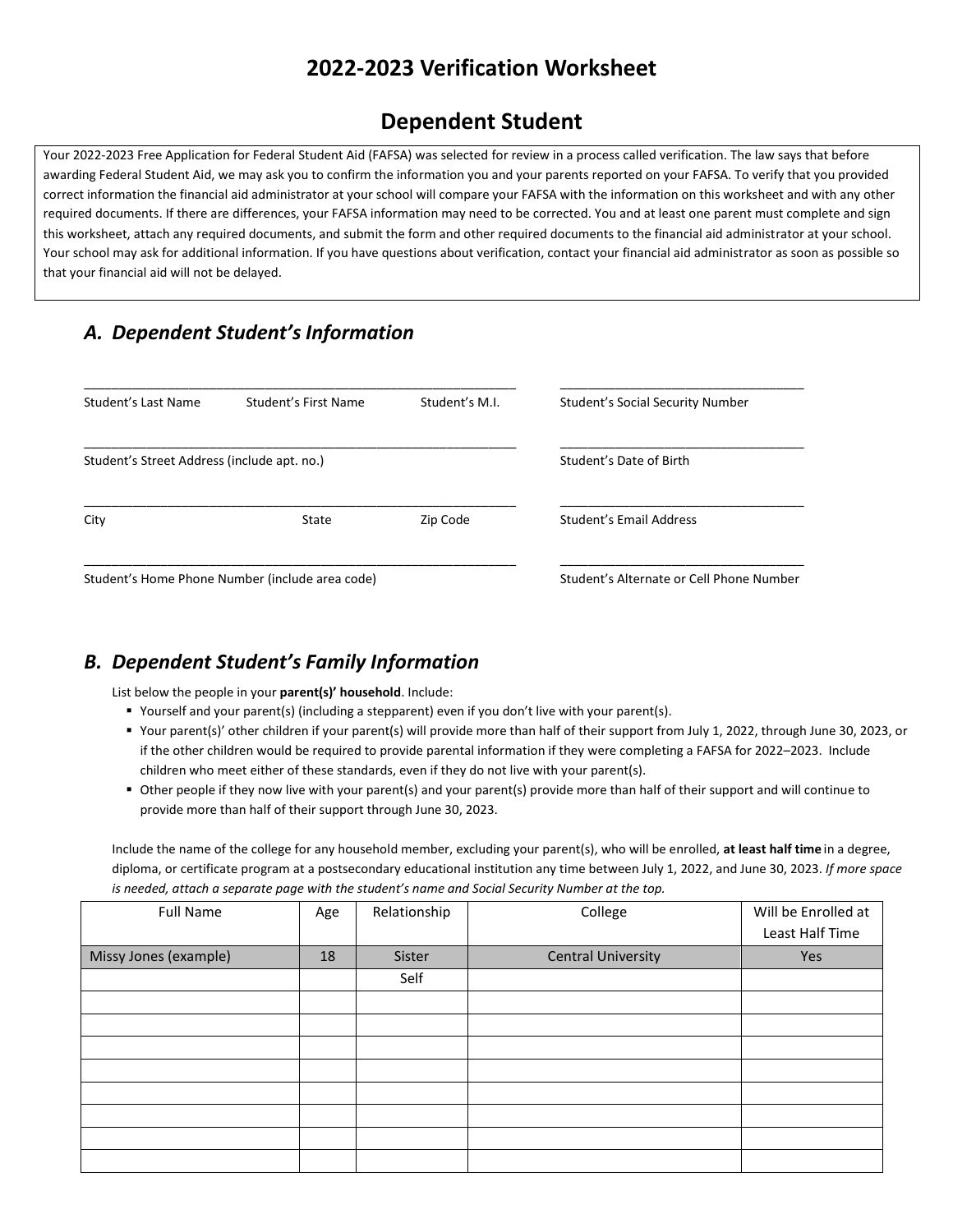# 2022-2023 Verification Worksheet

## Dependent Student

Your 2022-2023 Free Application for Federal Student Aid (FAFSA) was selected for review in a process called verification. The law says that before awarding Federal Student Aid, we may ask you to confirm the information you and your parents reported on your FAFSA. To verify that you provided correct information the financial aid administrator at your school will compare your FAFSA with the information on this worksheet and with any other required documents. If there are differences, your FAFSA information may need to be corrected. You and at least one parent must complete and sign this worksheet, attach any required documents, and submit the form and other required documents to the financial aid administrator at your school. Your school may ask for additional information. If you have questions about verification, contact your financial aid administrator as soon as possible so that your financial aid will not be delayed.

### *A. Dependent Student's Information*

_______________________________________________
Student's Last Name     Student's First Name     Student's M.I.

_______________________________
Student's Social Security Number

_______________________________________________
Student's Street Address (include apt. no.)

_______________________________
Student's Date of Birth

_______________________________________________
City     State     Zip Code

_______________________________
Student's Email Address

_______________________________________________
Student's Home Phone Number (include area code)

_______________________________
Student's Alternate or Cell Phone Number

### *B. Dependent Student's Family Information*

List below the people in your **parent(s)' household**. Include:

- Yourself and your parent(s) (including a stepparent) even if you don't live with your parent(s).
- Your parent(s)' other children if your parent(s) will provide more than half of their support from July 1, 2022, through June 30, 2023, or if the other children would be required to provide parental information if they were completing a FAFSA for 2022–2023. Include children who meet either of these standards, even if they do not live with your parent(s).
- Other people if they now live with your parent(s) and your parent(s) provide more than half of their support and will continue to provide more than half of their support through June 30, 2023.

Include the name of the college for any household member, excluding your parent(s), who will be enrolled, **at least half time** in a degree, diploma, or certificate program at a postsecondary educational institution any time between July 1, 2022, and June 30, 2023. *If more space is needed, attach a separate page with the student's name and Social Security Number at the top.*

| Full Name | Age | Relationship | College | Will be Enrolled at Least Half Time |
|---|---|---|---|---|
| Missy Jones (example) | 18 | Sister | Central University | Yes |
| | | Self | | |
| | | | | |
| | | | | |
| | | | | |
| | | | | |
| | | | | |
| | | | | |
| | | | | |
| | | | | |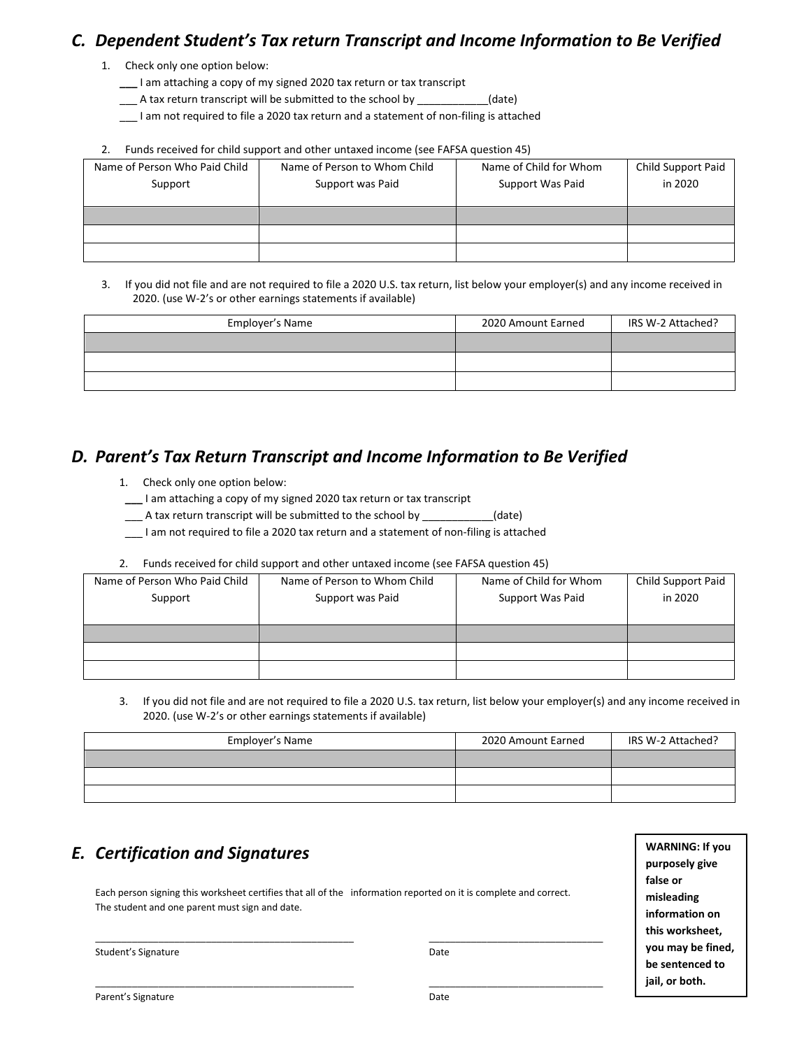## *C. Dependent Student's Tax return Transcript and Income Information to Be Verified*

1. Check only one option below:

   ___ I am attaching a copy of my signed 2020 tax return or tax transcript

   ___ A tax return transcript will be submitted to the school by ____________(date)

   ___ I am not required to file a 2020 tax return and a statement of non-filing is attached

2. Funds received for child support and other untaxed income (see FAFSA question 45)

| Name of Person Who Paid Child Support | Name of Person to Whom Child Support was Paid | Name of Child for Whom Support Was Paid | Child Support Paid in 2020 |
|---|---|---|---|
| | | | |
| | | | |
| | | | |

3. If you did not file and are not required to file a 2020 U.S. tax return, list below your employer(s) and any income received in 2020. (use W-2's or other earnings statements if available)

| Employer's Name | 2020 Amount Earned | IRS W-2 Attached? |
|---|---|---|
| | | |
| | | |
| | | |

## *D. Parent's Tax Return Transcript and Income Information to Be Verified*

1. Check only one option below:

   ___ I am attaching a copy of my signed 2020 tax return or tax transcript

   ___ A tax return transcript will be submitted to the school by ____________(date)

   ___ I am not required to file a 2020 tax return and a statement of non-filing is attached

2. Funds received for child support and other untaxed income (see FAFSA question 45)

| Name of Person Who Paid Child Support | Name of Person to Whom Child Support was Paid | Name of Child for Whom Support Was Paid | Child Support Paid in 2020 |
|---|---|---|---|
| | | | |
| | | | |
| | | | |

3. If you did not file and are not required to file a 2020 U.S. tax return, list below your employer(s) and any income received in 2020. (use W-2's or other earnings statements if available)

| Employer's Name | 2020 Amount Earned | IRS W-2 Attached? |
|---|---|---|
| | | |
| | | |
| | | |

## *E. Certification and Signatures*

Each person signing this worksheet certifies that all of the information reported on it is complete and correct. The student and one parent must sign and date.

**WARNING: If you purposely give false or misleading information on this worksheet, you may be fined, be sentenced to jail, or both.**

_______________________________________________ &nbsp;&nbsp;&nbsp;&nbsp; _______________________________

Student's Signature &nbsp;&nbsp;&nbsp;&nbsp; Date

_______________________________________________ &nbsp;&nbsp;&nbsp;&nbsp; _______________________________

Parent's Signature &nbsp;&nbsp;&nbsp;&nbsp; Date